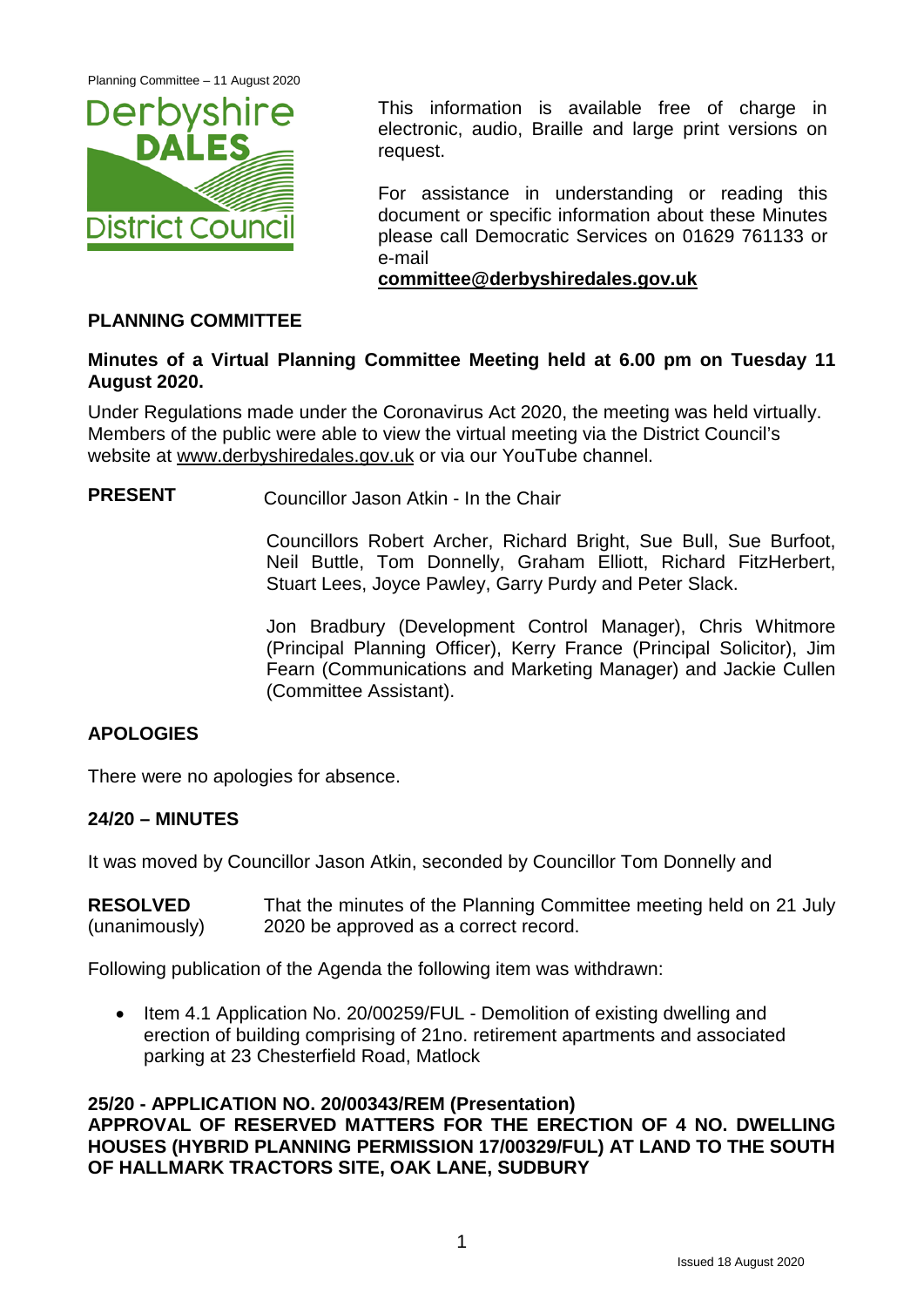This information is available free of charge in electronic, audio, Braille and large print versions on request.

For assistance in understanding or reading this document or specific information about these Minutes please call Democratic Services on 01629 761133 or e-mail **committee@derbyshiredales.gov.uk**

## PLANNING COMMITTEE

**Minutes of a Virtual Planning Committee Meeting held at 6.00 pm on Tuesday 11 August 2020.**

Under Regulations made under the Coronavirus Act 2020, the meeting was held virtually. Members of the public were able to view the virtual meeting via the District Council's website at www.derbyshiredales.gov.uk or via our YouTube channel.

**PRESENT** Councillor Jason Atkin - In the Chair

Councillors Robert Archer, Richard Bright, Sue Bull, Sue Burfoot, Neil Buttle, Tom Donnelly, Graham Elliott, Richard FitzHerbert, Stuart Lees, Joyce Pawley, Garry Purdy and Peter Slack.

Jon Bradbury (Development Control Manager), Chris Whitmore (Principal Planning Officer), Kerry France (Principal Solicitor), Jim Fearn (Communications and Marketing Manager) and Jackie Cullen (Committee Assistant).

## APOLOGIES

There were no apologies for absence.

## 24/20 – MINUTES

It was moved by Councillor Jason Atkin, seconded by Councillor Tom Donnelly and

**RESOLVED** (unanimously) That the minutes of the Planning Committee meeting held on 21 July 2020 be approved as a correct record.

Following publication of the Agenda the following item was withdrawn:

- Item 4.1 Application No. 20/00259/FUL - Demolition of existing dwelling and erection of building comprising of 21no. retirement apartments and associated parking at 23 Chesterfield Road, Matlock

## 25/20 - APPLICATION NO. 20/00343/REM (Presentation) APPROVAL OF RESERVED MATTERS FOR THE ERECTION OF 4 NO. DWELLING HOUSES (HYBRID PLANNING PERMISSION 17/00329/FUL) AT LAND TO THE SOUTH OF HALLMARK TRACTORS SITE, OAK LANE, SUDBURY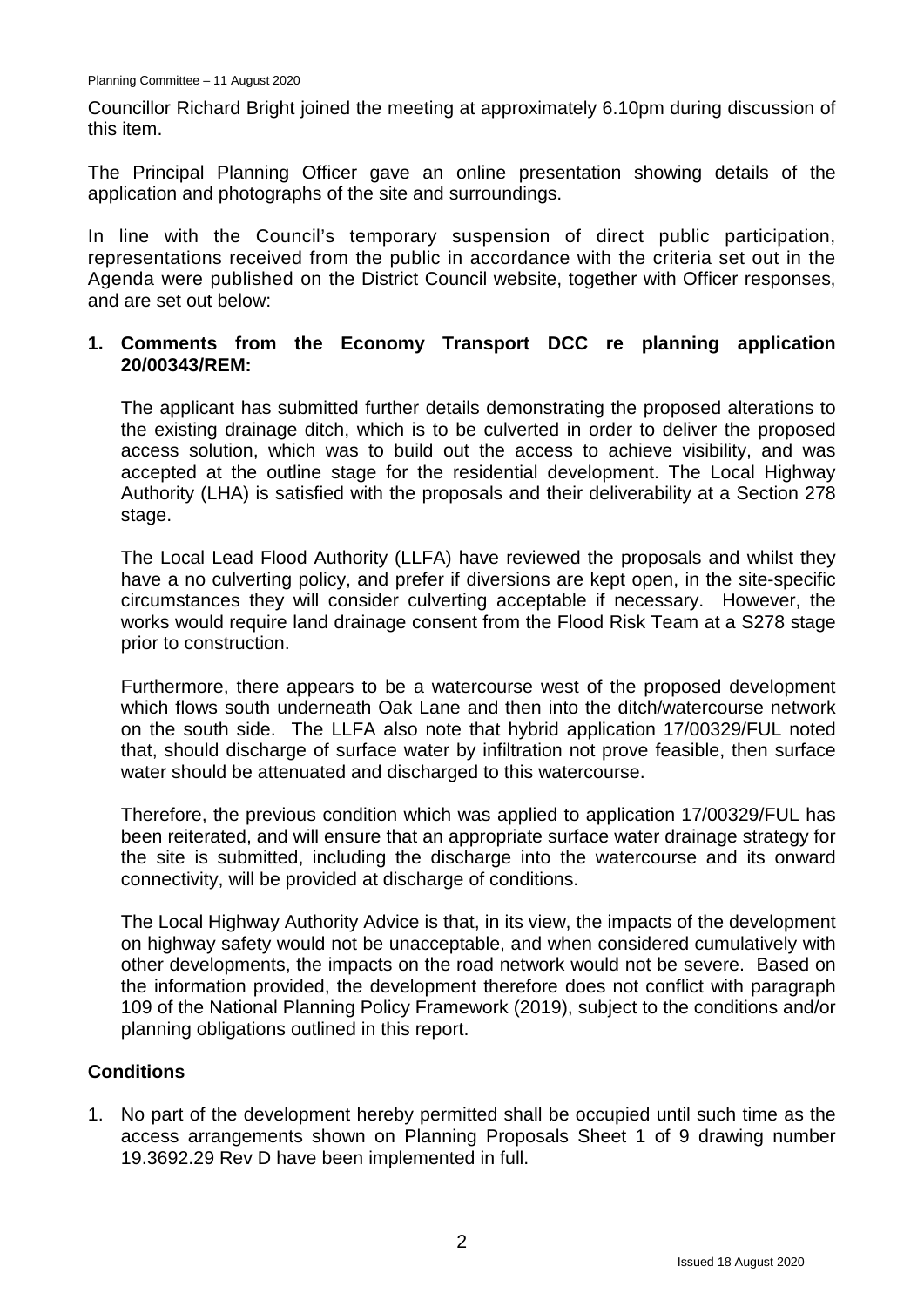Councillor Richard Bright joined the meeting at approximately 6.10pm during discussion of this item.

The Principal Planning Officer gave an online presentation showing details of the application and photographs of the site and surroundings.

In line with the Council's temporary suspension of direct public participation, representations received from the public in accordance with the criteria set out in the Agenda were published on the District Council website, together with Officer responses, and are set out below:

1. **Comments from the Economy Transport DCC re planning application 20/00343/REM:**

   The applicant has submitted further details demonstrating the proposed alterations to the existing drainage ditch, which is to be culverted in order to deliver the proposed access solution, which was to build out the access to achieve visibility, and was accepted at the outline stage for the residential development. The Local Highway Authority (LHA) is satisfied with the proposals and their deliverability at a Section 278 stage.

   The Local Lead Flood Authority (LLFA) have reviewed the proposals and whilst they have a no culverting policy, and prefer if diversions are kept open, in the site-specific circumstances they will consider culverting acceptable if necessary. However, the works would require land drainage consent from the Flood Risk Team at a S278 stage prior to construction.

   Furthermore, there appears to be a watercourse west of the proposed development which flows south underneath Oak Lane and then into the ditch/watercourse network on the south side. The LLFA also note that hybrid application 17/00329/FUL noted that, should discharge of surface water by infiltration not prove feasible, then surface water should be attenuated and discharged to this watercourse.

   Therefore, the previous condition which was applied to application 17/00329/FUL has been reiterated, and will ensure that an appropriate surface water drainage strategy for the site is submitted, including the discharge into the watercourse and its onward connectivity, will be provided at discharge of conditions.

   The Local Highway Authority Advice is that, in its view, the impacts of the development on highway safety would not be unacceptable, and when considered cumulatively with other developments, the impacts on the road network would not be severe. Based on the information provided, the development therefore does not conflict with paragraph 109 of the National Planning Policy Framework (2019), subject to the conditions and/or planning obligations outlined in this report.

**Conditions**

1. No part of the development hereby permitted shall be occupied until such time as the access arrangements shown on Planning Proposals Sheet 1 of 9 drawing number 19.3692.29 Rev D have been implemented in full.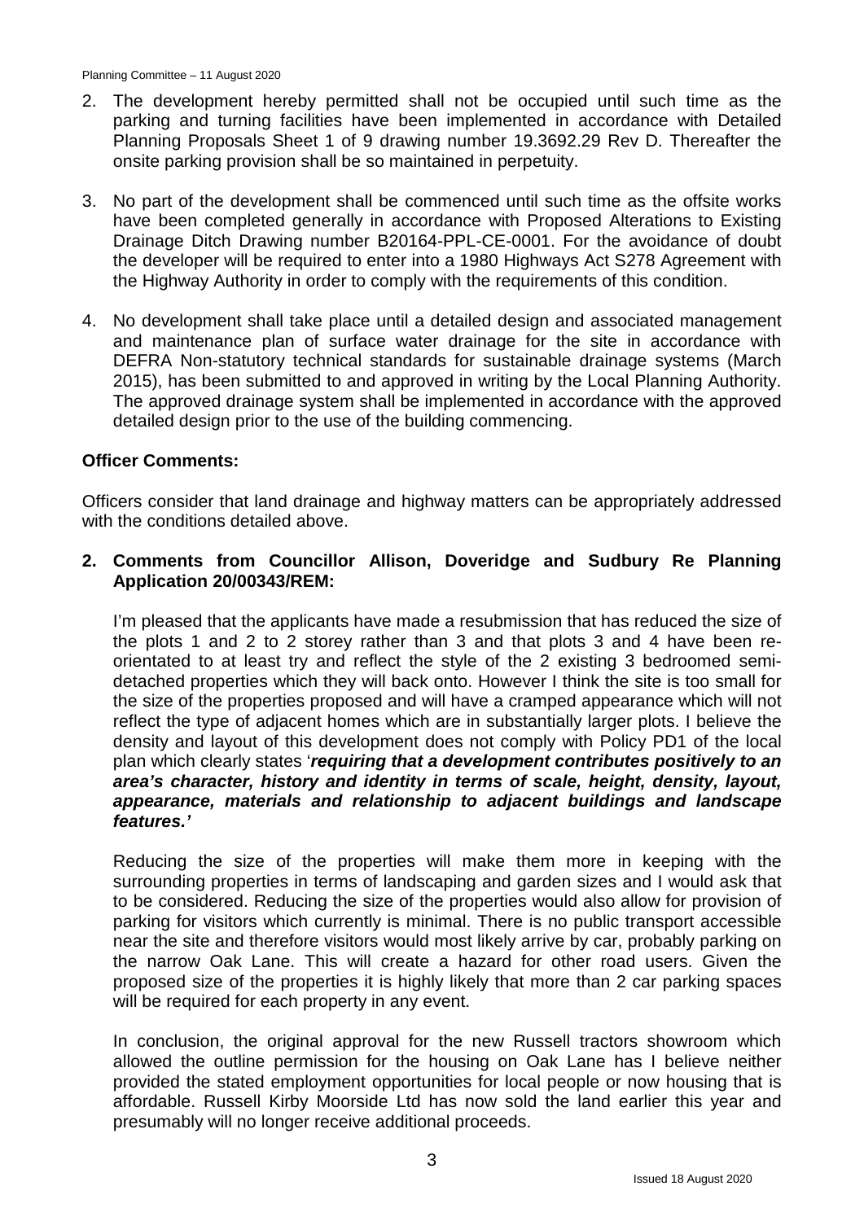2. The development hereby permitted shall not be occupied until such time as the parking and turning facilities have been implemented in accordance with Detailed Planning Proposals Sheet 1 of 9 drawing number 19.3692.29 Rev D. Thereafter the onsite parking provision shall be so maintained in perpetuity.

3. No part of the development shall be commenced until such time as the offsite works have been completed generally in accordance with Proposed Alterations to Existing Drainage Ditch Drawing number B20164-PPL-CE-0001. For the avoidance of doubt the developer will be required to enter into a 1980 Highways Act S278 Agreement with the Highway Authority in order to comply with the requirements of this condition.

4. No development shall take place until a detailed design and associated management and maintenance plan of surface water drainage for the site in accordance with DEFRA Non-statutory technical standards for sustainable drainage systems (March 2015), has been submitted to and approved in writing by the Local Planning Authority. The approved drainage system shall be implemented in accordance with the approved detailed design prior to the use of the building commencing.

**Officer Comments:**

Officers consider that land drainage and highway matters can be appropriately addressed with the conditions detailed above.

**2. Comments from Councillor Allison, Doveridge and Sudbury Re Planning Application 20/00343/REM:**

I'm pleased that the applicants have made a resubmission that has reduced the size of the plots 1 and 2 to 2 storey rather than 3 and that plots 3 and 4 have been re-orientated to at least try and reflect the style of the 2 existing 3 bedroomed semi-detached properties which they will back onto. However I think the site is too small for the size of the properties proposed and will have a cramped appearance which will not reflect the type of adjacent homes which are in substantially larger plots. I believe the density and layout of this development does not comply with Policy PD1 of the local plan which clearly states '***requiring that a development contributes positively to an area's character, history and identity in terms of scale, height, density, layout, appearance, materials and relationship to adjacent buildings and landscape features.'***

Reducing the size of the properties will make them more in keeping with the surrounding properties in terms of landscaping and garden sizes and I would ask that to be considered. Reducing the size of the properties would also allow for provision of parking for visitors which currently is minimal. There is no public transport accessible near the site and therefore visitors would most likely arrive by car, probably parking on the narrow Oak Lane. This will create a hazard for other road users. Given the proposed size of the properties it is highly likely that more than 2 car parking spaces will be required for each property in any event.

In conclusion, the original approval for the new Russell tractors showroom which allowed the outline permission for the housing on Oak Lane has I believe neither provided the stated employment opportunities for local people or now housing that is affordable. Russell Kirby Moorside Ltd has now sold the land earlier this year and presumably will no longer receive additional proceeds.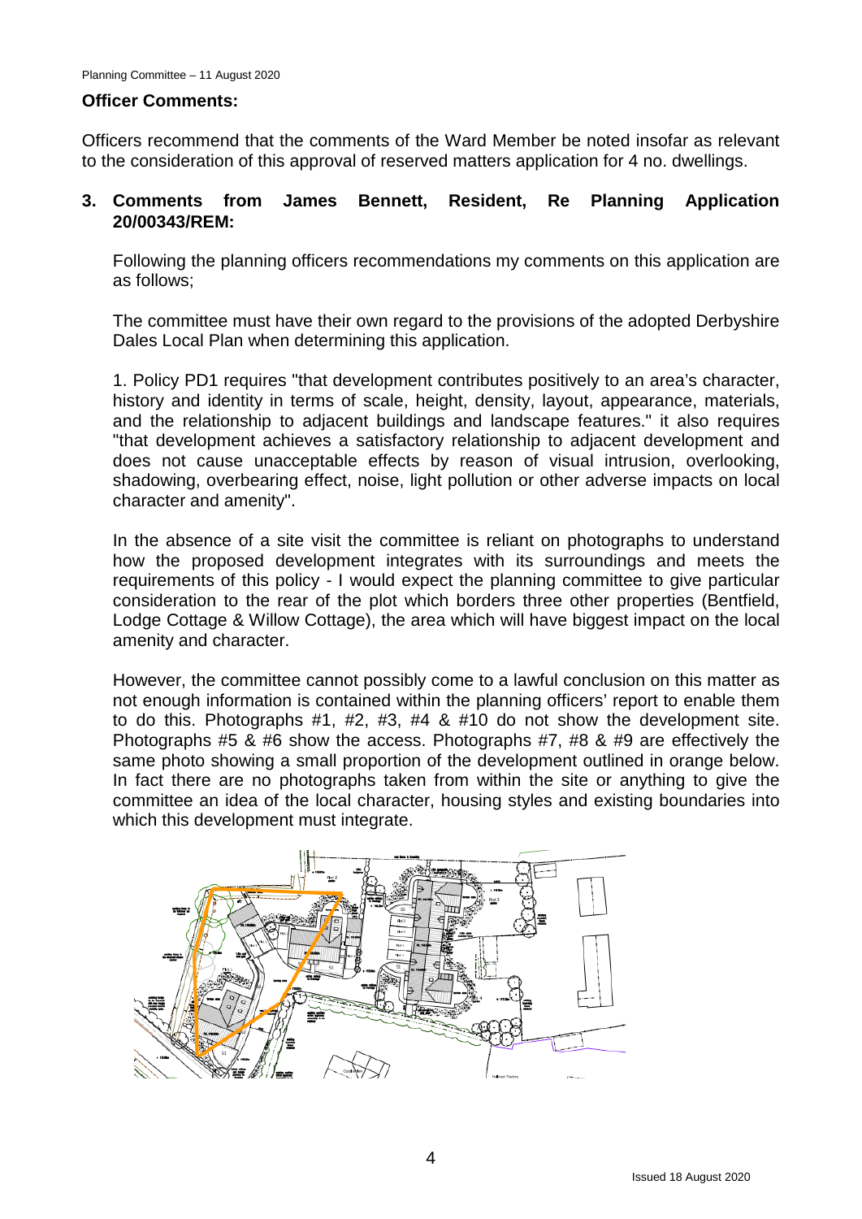**Officer Comments:**

Officers recommend that the comments of the Ward Member be noted insofar as relevant to the consideration of this approval of reserved matters application for 4 no. dwellings.

**3. Comments from James Bennett, Resident, Re Planning Application 20/00343/REM:**

Following the planning officers recommendations my comments on this application are as follows;

The committee must have their own regard to the provisions of the adopted Derbyshire Dales Local Plan when determining this application.

1. Policy PD1 requires "that development contributes positively to an area's character, history and identity in terms of scale, height, density, layout, appearance, materials, and the relationship to adjacent buildings and landscape features." it also requires "that development achieves a satisfactory relationship to adjacent development and does not cause unacceptable effects by reason of visual intrusion, overlooking, shadowing, overbearing effect, noise, light pollution or other adverse impacts on local character and amenity".

In the absence of a site visit the committee is reliant on photographs to understand how the proposed development integrates with its surroundings and meets the requirements of this policy - I would expect the planning committee to give particular consideration to the rear of the plot which borders three other properties (Bentfield, Lodge Cottage & Willow Cottage), the area which will have biggest impact on the local amenity and character.

However, the committee cannot possibly come to a lawful conclusion on this matter as not enough information is contained within the planning officers' report to enable them to do this. Photographs #1, #2, #3, #4 & #10 do not show the development site. Photographs #5 & #6 show the access. Photographs #7, #8 & #9 are effectively the same photo showing a small proportion of the development outlined in orange below. In fact there are no photographs taken from within the site or anything to give the committee an idea of the local character, housing styles and existing boundaries into which this development must integrate.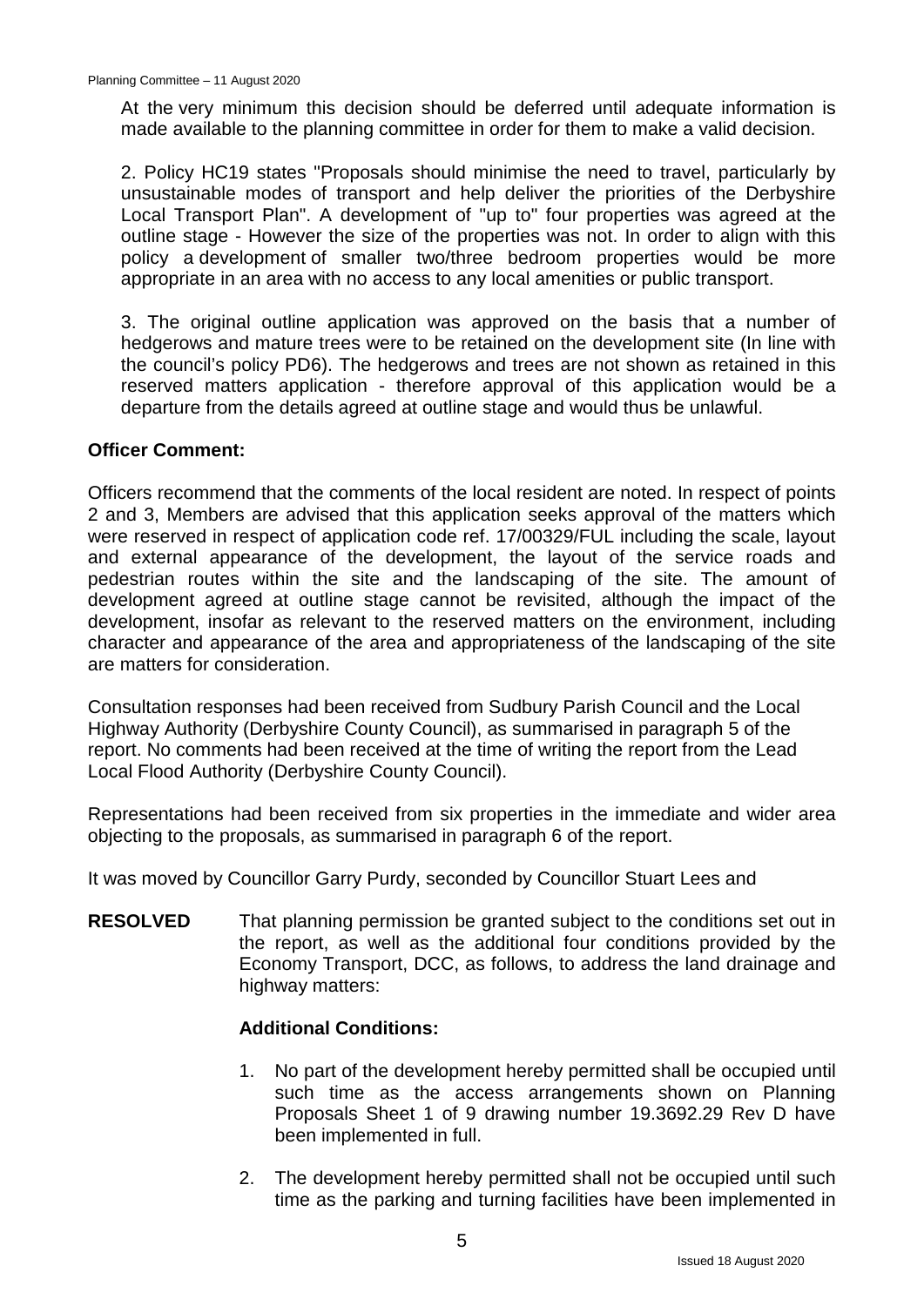At the very minimum this decision should be deferred until adequate information is made available to the planning committee in order for them to make a valid decision.

2. Policy HC19 states "Proposals should minimise the need to travel, particularly by unsustainable modes of transport and help deliver the priorities of the Derbyshire Local Transport Plan". A development of "up to" four properties was agreed at the outline stage - However the size of the properties was not. In order to align with this policy a development of smaller two/three bedroom properties would be more appropriate in an area with no access to any local amenities or public transport.

3. The original outline application was approved on the basis that a number of hedgerows and mature trees were to be retained on the development site (In line with the council's policy PD6). The hedgerows and trees are not shown as retained in this reserved matters application - therefore approval of this application would be a departure from the details agreed at outline stage and would thus be unlawful.

**Officer Comment:**

Officers recommend that the comments of the local resident are noted. In respect of points 2 and 3, Members are advised that this application seeks approval of the matters which were reserved in respect of application code ref. 17/00329/FUL including the scale, layout and external appearance of the development, the layout of the service roads and pedestrian routes within the site and the landscaping of the site. The amount of development agreed at outline stage cannot be revisited, although the impact of the development, insofar as relevant to the reserved matters on the environment, including character and appearance of the area and appropriateness of the landscaping of the site are matters for consideration.

Consultation responses had been received from Sudbury Parish Council and the Local Highway Authority (Derbyshire County Council), as summarised in paragraph 5 of the report. No comments had been received at the time of writing the report from the Lead Local Flood Authority (Derbyshire County Council).

Representations had been received from six properties in the immediate and wider area objecting to the proposals, as summarised in paragraph 6 of the report.

It was moved by Councillor Garry Purdy, seconded by Councillor Stuart Lees and

**RESOLVED** That planning permission be granted subject to the conditions set out in the report, as well as the additional four conditions provided by the Economy Transport, DCC, as follows, to address the land drainage and highway matters:

**Additional Conditions:**

1. No part of the development hereby permitted shall be occupied until such time as the access arrangements shown on Planning Proposals Sheet 1 of 9 drawing number 19.3692.29 Rev D have been implemented in full.

2. The development hereby permitted shall not be occupied until such time as the parking and turning facilities have been implemented in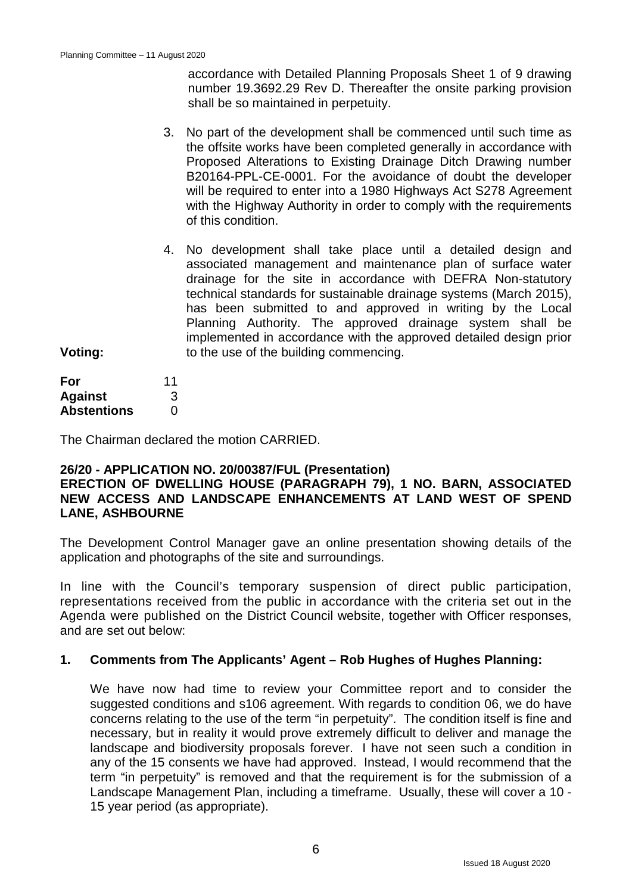accordance with Detailed Planning Proposals Sheet 1 of 9 drawing number 19.3692.29 Rev D. Thereafter the onsite parking provision shall be so maintained in perpetuity.

3. No part of the development shall be commenced until such time as the offsite works have been completed generally in accordance with Proposed Alterations to Existing Drainage Ditch Drawing number B20164-PPL-CE-0001. For the avoidance of doubt the developer will be required to enter into a 1980 Highways Act S278 Agreement with the Highway Authority in order to comply with the requirements of this condition.

4. No development shall take place until a detailed design and associated management and maintenance plan of surface water drainage for the site in accordance with DEFRA Non-statutory technical standards for sustainable drainage systems (March 2015), has been submitted to and approved in writing by the Local Planning Authority. The approved drainage system shall be implemented in accordance with the approved detailed design prior to the use of the building commencing.

**Voting:**

| | |
|---|---|
| **For** | 11 |
| **Against** | 3 |
| **Abstentions** | 0 |

The Chairman declared the motion CARRIED.

**26/20 - APPLICATION NO. 20/00387/FUL (Presentation)**
**ERECTION OF DWELLING HOUSE (PARAGRAPH 79), 1 NO. BARN, ASSOCIATED NEW ACCESS AND LANDSCAPE ENHANCEMENTS AT LAND WEST OF SPEND LANE, ASHBOURNE**

The Development Control Manager gave an online presentation showing details of the application and photographs of the site and surroundings.

In line with the Council's temporary suspension of direct public participation, representations received from the public in accordance with the criteria set out in the Agenda were published on the District Council website, together with Officer responses, and are set out below:

**1. Comments from The Applicants' Agent – Rob Hughes of Hughes Planning:**

We have now had time to review your Committee report and to consider the suggested conditions and s106 agreement. With regards to condition 06, we do have concerns relating to the use of the term "in perpetuity". The condition itself is fine and necessary, but in reality it would prove extremely difficult to deliver and manage the landscape and biodiversity proposals forever. I have not seen such a condition in any of the 15 consents we have had approved. Instead, I would recommend that the term "in perpetuity" is removed and that the requirement is for the submission of a Landscape Management Plan, including a timeframe. Usually, these will cover a 10 - 15 year period (as appropriate).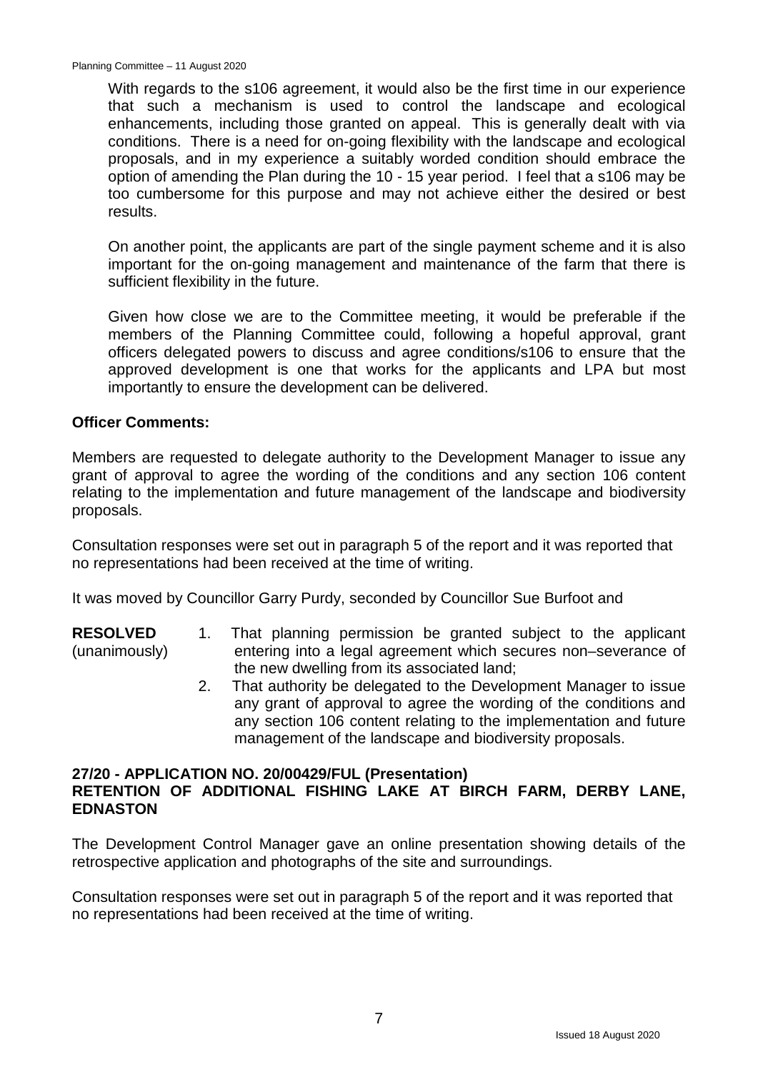With regards to the s106 agreement, it would also be the first time in our experience that such a mechanism is used to control the landscape and ecological enhancements, including those granted on appeal. This is generally dealt with via conditions. There is a need for on-going flexibility with the landscape and ecological proposals, and in my experience a suitably worded condition should embrace the option of amending the Plan during the 10 - 15 year period. I feel that a s106 may be too cumbersome for this purpose and may not achieve either the desired or best results.

On another point, the applicants are part of the single payment scheme and it is also important for the on-going management and maintenance of the farm that there is sufficient flexibility in the future.

Given how close we are to the Committee meeting, it would be preferable if the members of the Planning Committee could, following a hopeful approval, grant officers delegated powers to discuss and agree conditions/s106 to ensure that the approved development is one that works for the applicants and LPA but most importantly to ensure the development can be delivered.

**Officer Comments:**

Members are requested to delegate authority to the Development Manager to issue any grant of approval to agree the wording of the conditions and any section 106 content relating to the implementation and future management of the landscape and biodiversity proposals.

Consultation responses were set out in paragraph 5 of the report and it was reported that no representations had been received at the time of writing.

It was moved by Councillor Garry Purdy, seconded by Councillor Sue Burfoot and

**RESOLVED** (unanimously)

1. That planning permission be granted subject to the applicant entering into a legal agreement which secures non–severance of the new dwelling from its associated land;
2. That authority be delegated to the Development Manager to issue any grant of approval to agree the wording of the conditions and any section 106 content relating to the implementation and future management of the landscape and biodiversity proposals.

## 27/20 - APPLICATION NO. 20/00429/FUL (Presentation) RETENTION OF ADDITIONAL FISHING LAKE AT BIRCH FARM, DERBY LANE, EDNASTON

The Development Control Manager gave an online presentation showing details of the retrospective application and photographs of the site and surroundings.

Consultation responses were set out in paragraph 5 of the report and it was reported that no representations had been received at the time of writing.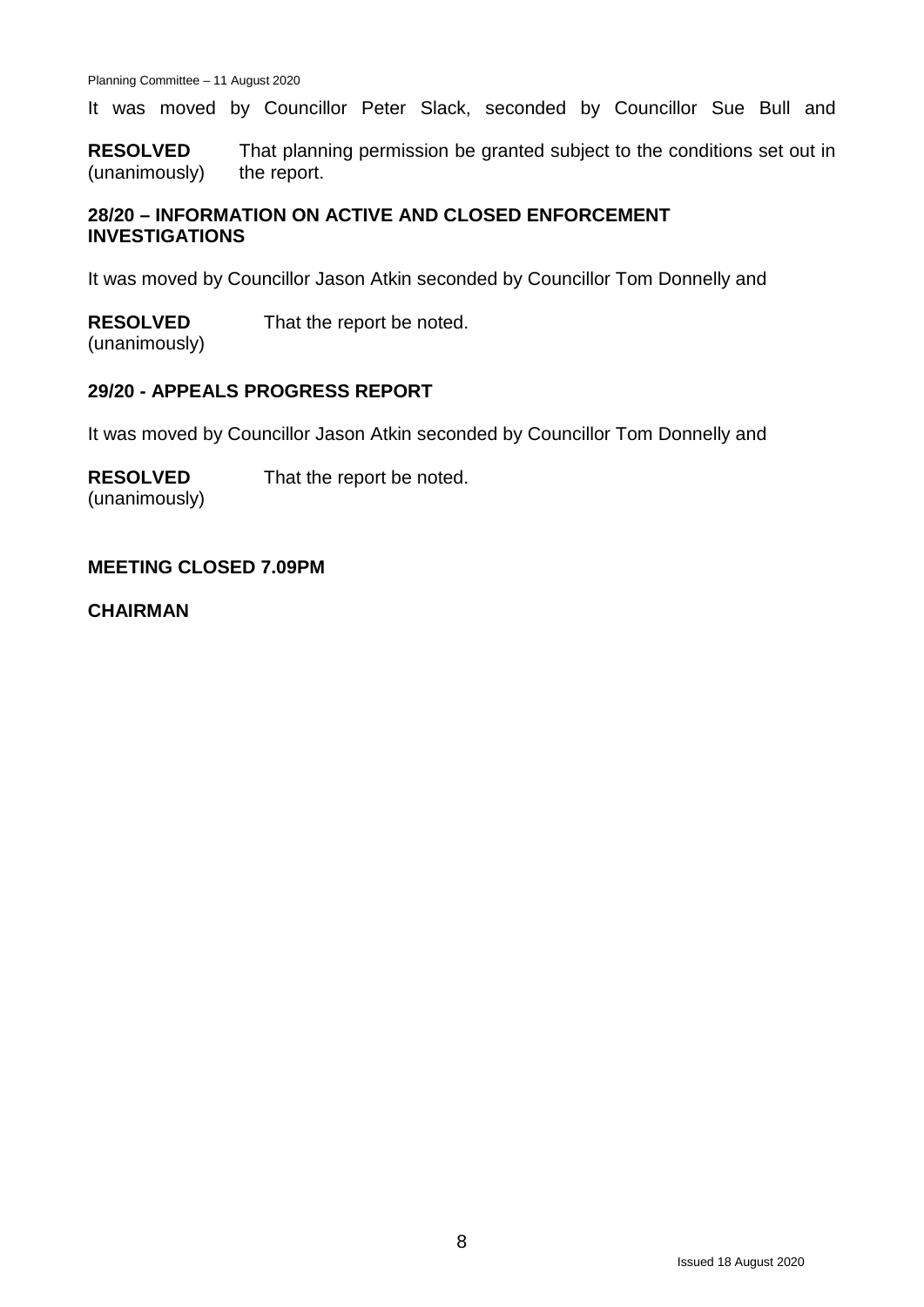It was moved by Councillor Peter Slack, seconded by Councillor Sue Bull and

**RESOLVED** (unanimously) That planning permission be granted subject to the conditions set out in the report.

## 28/20 – INFORMATION ON ACTIVE AND CLOSED ENFORCEMENT INVESTIGATIONS

It was moved by Councillor Jason Atkin seconded by Councillor Tom Donnelly and

**RESOLVED** (unanimously) That the report be noted.

## 29/20 - APPEALS PROGRESS REPORT

It was moved by Councillor Jason Atkin seconded by Councillor Tom Donnelly and

**RESOLVED** (unanimously) That the report be noted.

**MEETING CLOSED 7.09PM**

**CHAIRMAN**

Issued 18 August 2020